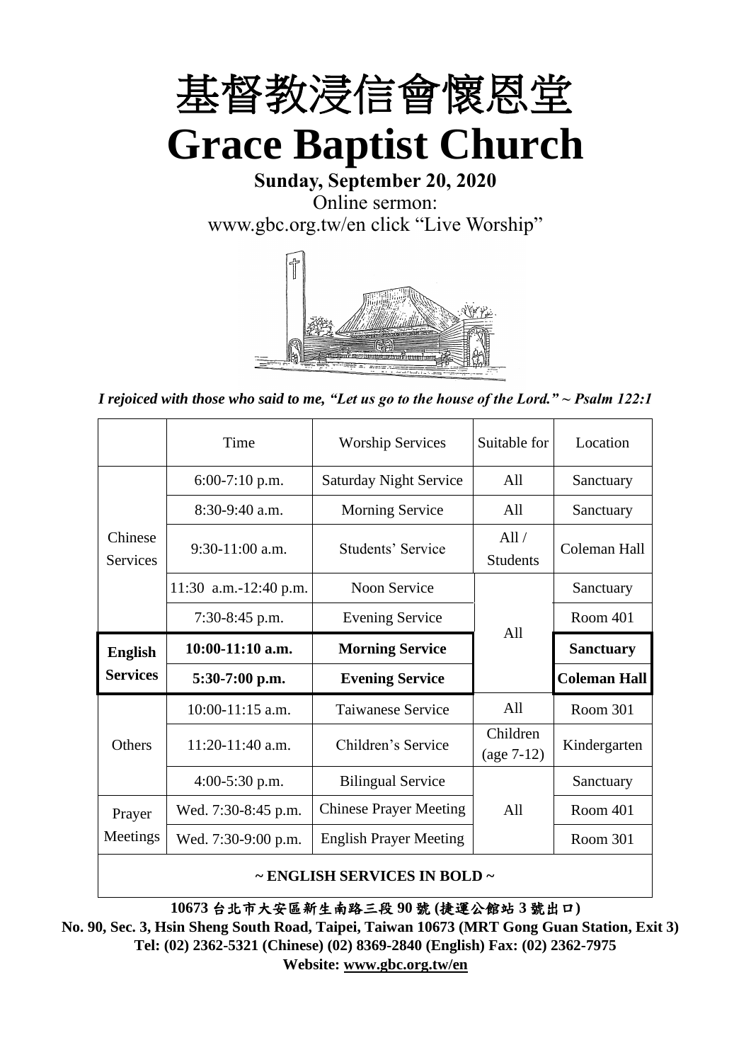# 基督教浸信會懷恩堂

# Grace Baptist Church

**Sunday, September 20, 2020**

Online sermon:

www.gbc.org.tw/en click "Live Worship"

*I rejoiced with those who said to me, "Let us go to the house of the Lord." ~ Psalm 122:1*

| | Time | Worship Services | Suitable for | Location |
|---|---|---|---|---|
| Chinese Services | 6:00-7:10 p.m. | Saturday Night Service | All | Sanctuary |
| | 8:30-9:40 a.m. | Morning Service | All | Sanctuary |
| | 9:30-11:00 a.m. | Students' Service | All / Students | Coleman Hall |
| | 11:30 a.m.-12:40 p.m. | Noon Service | All | Sanctuary |
| | 7:30-8:45 p.m. | Evening Service | All | Room 401 |
| **English Services** | **10:00-11:10 a.m.** | **Morning Service** | All | **Sanctuary** |
| | **5:30-7:00 p.m.** | **Evening Service** | All | **Coleman Hall** |
| Others | 10:00-11:15 a.m. | Taiwanese Service | All | Room 301 |
| | 11:20-11:40 a.m. | Children's Service | Children (age 7-12) | Kindergarten |
| | 4:00-5:30 p.m. | Bilingual Service | All | Sanctuary |
| Prayer Meetings | Wed. 7:30-8:45 p.m. | Chinese Prayer Meeting | All | Room 401 |
| | Wed. 7:30-9:00 p.m. | English Prayer Meeting | All | Room 301 |

**~ ENGLISH SERVICES IN BOLD ~**

**10673 台北市大安區新生南路三段 90 號 (捷運公館站 3 號出口)**

**No. 90, Sec. 3, Hsin Sheng South Road, Taipei, Taiwan 10673 (MRT Gong Guan Station, Exit 3)**

**Tel: (02) 2362-5321 (Chinese) (02) 8369-2840 (English) Fax: (02) 2362-7975**

**Website: www.gbc.org.tw/en**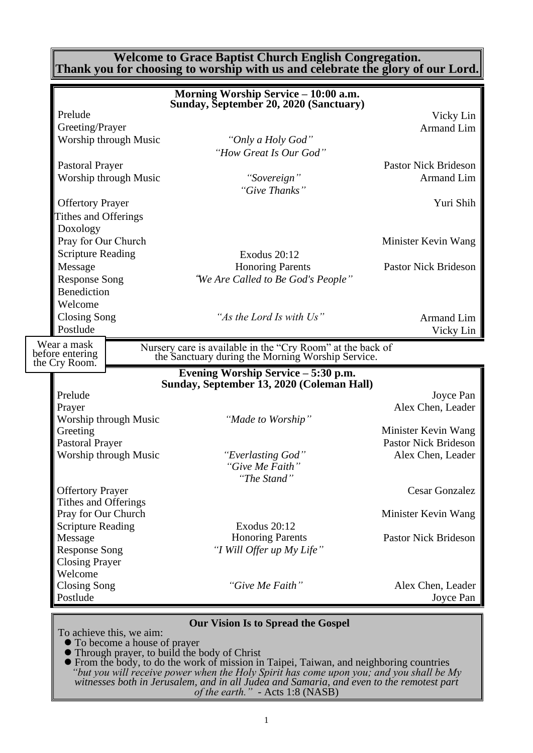**Welcome to Grace Baptist Church English Congregation.**
**Thank you for choosing to worship with us and celebrate the glory of our Lord.**

## Morning Worship Service – 10:00 a.m.
## Sunday, September 20, 2020 (Sanctuary)

| | | |
|---|---|---|
| Prelude | | Vicky Lin |
| Greeting/Prayer | | Armand Lim |
| Worship through Music | *"Only a Holy God"* | |
| | *"How Great Is Our God"* | |
| Pastoral Prayer | | Pastor Nick Brideson |
| Worship through Music | *"Sovereign"* | Armand Lim |
| | *"Give Thanks"* | |
| Offertory Prayer | | Yuri Shih |
| Tithes and Offerings | | |
| Doxology | | |
| Pray for Our Church | | Minister Kevin Wang |
| Scripture Reading | Exodus 20:12 | |
| Message | Honoring Parents | Pastor Nick Brideson |
| Response Song | *"We Are Called to Be God's People"* | |
| Benediction | | |
| Welcome | | |
| Closing Song | *"As the Lord Is with Us"* | Armand Lim |
| Postlude | | Vicky Lin |

Wear a mask before entering the Cry Room.

Nursery care is available in the "Cry Room" at the back of the Sanctuary during the Morning Worship Service.

## Evening Worship Service – 5:30 p.m.
## Sunday, September 13, 2020 (Coleman Hall)

| | | |
|---|---|---|
| Prelude | | Joyce Pan |
| Prayer | | Alex Chen, Leader |
| Worship through Music | *"Made to Worship"* | |
| Greeting | | Minister Kevin Wang |
| Pastoral Prayer | | Pastor Nick Brideson |
| Worship through Music | *"Everlasting God"* | Alex Chen, Leader |
| | *"Give Me Faith"* | |
| | *"The Stand"* | |
| Offertory Prayer | | Cesar Gonzalez |
| Tithes and Offerings | | |
| Pray for Our Church | | Minister Kevin Wang |
| Scripture Reading | Exodus 20:12 | |
| Message | Honoring Parents | Pastor Nick Brideson |
| Response Song | *"I Will Offer up My Life"* | |
| Closing Prayer | | |
| Welcome | | |
| Closing Song | *"Give Me Faith"* | Alex Chen, Leader |
| Postlude | | Joyce Pan |

### Our Vision Is to Spread the Gospel

To achieve this, we aim:

- To become a house of prayer
- Through prayer, to build the body of Christ
- From the body, to do the work of mission in Taipei, Taiwan, and neighboring countries

*"but you will receive power when the Holy Spirit has come upon you; and you shall be My witnesses both in Jerusalem, and in all Judea and Samaria, and even to the remotest part of the earth."* - Acts 1:8 (NASB)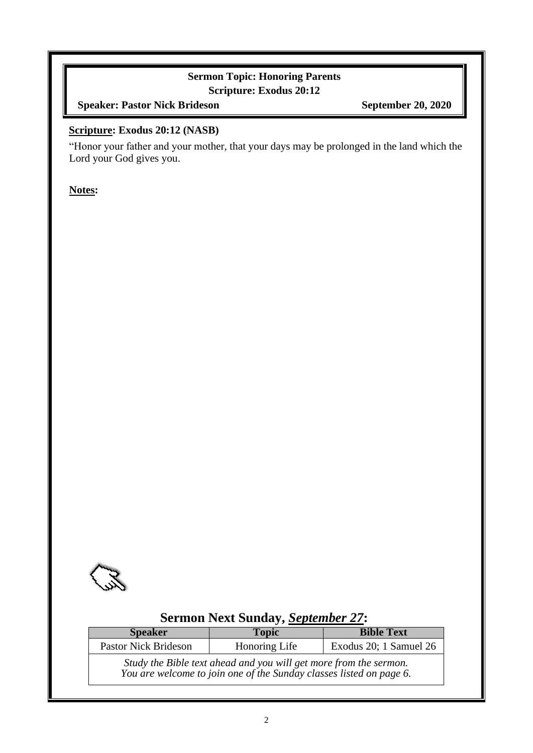**Sermon Topic: Honoring Parents**

**Scripture: Exodus 20:12**

**Speaker: Pastor Nick Brideson** **September 20, 2020**

**Scripture: Exodus 20:12 (NASB)**

"Honor your father and your mother, that your days may be prolonged in the land which the Lord your God gives you.

**Notes:**

## Sermon Next Sunday, *September 27*:

| Speaker | Topic | Bible Text |
|---|---|---|
| Pastor Nick Brideson | Honoring Life | Exodus 20; 1 Samuel 26 |
| *Study the Bible text ahead and you will get more from the sermon. You are welcome to join one of the Sunday classes listed on page 6.* | | |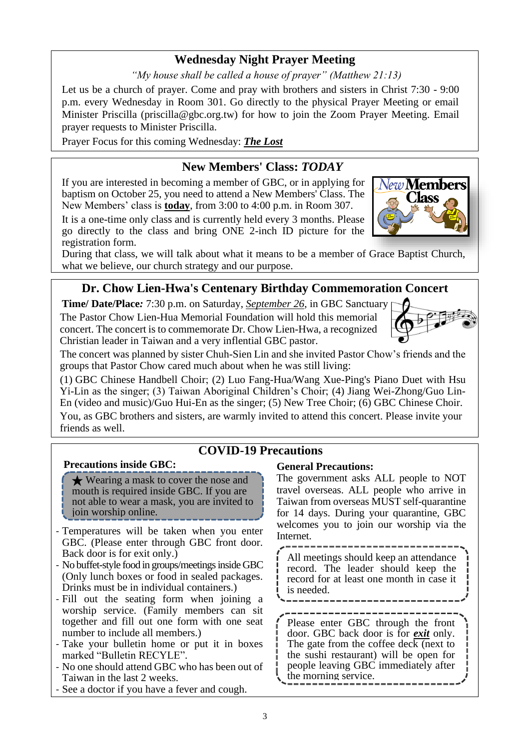## Wednesday Night Prayer Meeting

*"My house shall be called a house of prayer" (Matthew 21:13)*

Let us be a church of prayer. Come and pray with brothers and sisters in Christ 7:30 - 9:00 p.m. every Wednesday in Room 301. Go directly to the physical Prayer Meeting or email Minister Priscilla (priscilla@gbc.org.tw) for how to join the Zoom Prayer Meeting. Email prayer requests to Minister Priscilla.

Prayer Focus for this coming Wednesday: ***The Lost***

## New Members' Class: *TODAY*

If you are interested in becoming a member of GBC, or in applying for baptism on October 25, you need to attend a New Members' Class. The New Members' class is **today**, from 3:00 to 4:00 p.m. in Room 307.

It is a one-time only class and is currently held every 3 months. Please go directly to the class and bring ONE 2-inch ID picture for the registration form.

During that class, we will talk about what it means to be a member of Grace Baptist Church, what we believe, our church strategy and our purpose.

## Dr. Chow Lien-Hwa's Centenary Birthday Commemoration Concert

**Time/ Date/Place:** 7:30 p.m. on Saturday, *September 26*, in GBC Sanctuary

The Pastor Chow Lien-Hua Memorial Foundation will hold this memorial concert. The concert is to commemorate Dr. Chow Lien-Hwa, a recognized Christian leader in Taiwan and a very inflential GBC pastor.

The concert was planned by sister Chuh-Sien Lin and she invited Pastor Chow's friends and the groups that Pastor Chow cared much about when he was still living:

(1) GBC Chinese Handbell Choir; (2) Luo Fang-Hua/Wang Xue-Ping's Piano Duet with Hsu Yi-Lin as the singer; (3) Taiwan Aboriginal Children's Choir; (4) Jiang Wei-Zhong/Guo Lin-En (video and music)/Guo Hui-En as the singer; (5) New Tree Choir; (6) GBC Chinese Choir.

You, as GBC brothers and sisters, are warmly invited to attend this concert. Please invite your friends as well.

## COVID-19 Precautions

**Precautions inside GBC:**

★ Wearing a mask to cover the nose and mouth is required inside GBC. If you are not able to wear a mask, you are invited to join worship online.

- Temperatures will be taken when you enter GBC. (Please enter through GBC front door. Back door is for exit only.)
- No buffet-style food in groups/meetings inside GBC (Only lunch boxes or food in sealed packages. Drinks must be in individual containers.)
- Fill out the seating form when joining a worship service. (Family members can sit together and fill out one form with one seat number to include all members.)
- Take your bulletin home or put it in boxes marked "Bulletin RECYLE".
- No one should attend GBC who has been out of Taiwan in the last 2 weeks.
- See a doctor if you have a fever and cough.

**General Precautions:**

The government asks ALL people to NOT travel overseas. ALL people who arrive in Taiwan from overseas MUST self-quarantine for 14 days. During your quarantine, GBC welcomes you to join our worship via the Internet.

All meetings should keep an attendance record. The leader should keep the record for at least one month in case it is needed.

Please enter GBC through the front door. GBC back door is for ***exit*** only. The gate from the coffee deck (next to the sushi restaurant) will be open for people leaving GBC immediately after the morning service.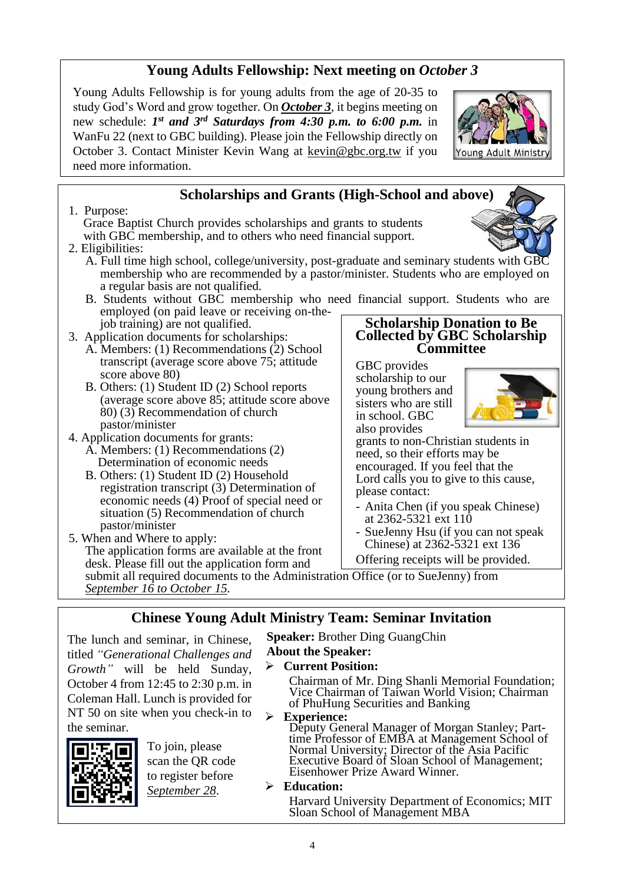## Young Adults Fellowship: Next meeting on *October 3*

Young Adults Fellowship is for young adults from the age of 20-35 to study God's Word and grow together. On ***October 3***, it begins meeting on new schedule: ***1st and 3rd Saturdays from 4:30 p.m. to 6:00 p.m.*** in WanFu 22 (next to GBC building). Please join the Fellowship directly on October 3. Contact Minister Kevin Wang at kevin@gbc.org.tw if you need more information.

## Scholarships and Grants (High-School and above)

1. Purpose:
   Grace Baptist Church provides scholarships and grants to students with GBC membership, and to others who need financial support.
2. Eligibilities:
   A. Full time high school, college/university, post-graduate and seminary students with GBC membership who are recommended by a pastor/minister. Students who are employed on a regular basis are not qualified.
   B. Students without GBC membership who need financial support. Students who are employed (on paid leave or receiving on-the-job training) are not qualified.
3. Application documents for scholarships:
   A. Members: (1) Recommendations (2) School transcript (average score above 75; attitude score above 80)
   B. Others: (1) Student ID (2) School reports (average score above 85; attitude score above 80) (3) Recommendation of church pastor/minister
4. Application documents for grants:
   A. Members: (1) Recommendations (2) Determination of economic needs
   B. Others: (1) Student ID (2) Household registration transcript (3) Determination of economic needs (4) Proof of special need or situation (5) Recommendation of church pastor/minister
5. When and Where to apply:
   The application forms are available at the front desk. Please fill out the application form and submit all required documents to the Administration Office (or to SueJenny) from *September 16 to October 15*.

### Scholarship Donation to Be Collected by GBC Scholarship Committee

GBC provides scholarship to our young brothers and sisters who are still in school. GBC also provides grants to non-Christian students in need, so their efforts may be encouraged. If you feel that the Lord calls you to give to this cause, please contact:

- Anita Chen (if you speak Chinese) at 2362-5321 ext 110
- SueJenny Hsu (if you can not speak Chinese) at 2362-5321 ext 136

Offering receipts will be provided.

## Chinese Young Adult Ministry Team: Seminar Invitation

The lunch and seminar, in Chinese, titled *"Generational Challenges and Growth"* will be held Sunday, October 4 from 12:45 to 2:30 p.m. in Coleman Hall. Lunch is provided for NT 50 on site when you check-in to the seminar.

To join, please scan the QR code to register before *September 28*.

**Speaker:** Brother Ding GuangChin

**About the Speaker:**

- **Current Position:**
  Chairman of Mr. Ding Shanli Memorial Foundation; Vice Chairman of Taiwan World Vision; Chairman of PhuHung Securities and Banking
- **Experience:**
  Deputy General Manager of Morgan Stanley; Part-time Professor of EMBA at Management School of Normal University; Director of the Asia Pacific Executive Board of Sloan School of Management; Eisenhower Prize Award Winner.
- **Education:**
  Harvard University Department of Economics; MIT Sloan School of Management MBA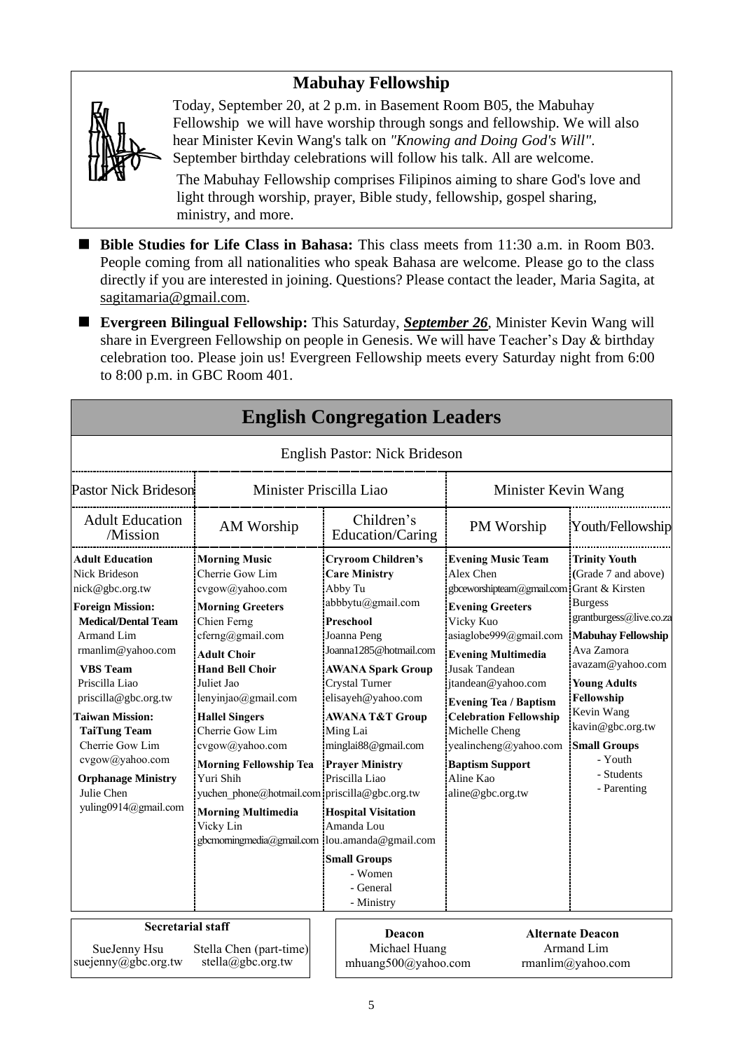## Mabuhay Fellowship

Today, September 20, at 2 p.m. in Basement Room B05, the Mabuhay Fellowship we will have worship through songs and fellowship. We will also hear Minister Kevin Wang's talk on *"Knowing and Doing God's Will"*. September birthday celebrations will follow his talk. All are welcome.

The Mabuhay Fellowship comprises Filipinos aiming to share God's love and light through worship, prayer, Bible study, fellowship, gospel sharing, ministry, and more.

- **Bible Studies for Life Class in Bahasa:** This class meets from 11:30 a.m. in Room B03. People coming from all nationalities who speak Bahasa are welcome. Please go to the class directly if you are interested in joining. Questions? Please contact the leader, Maria Sagita, at sagitamaria@gmail.com.
- **Evergreen Bilingual Fellowship:** This Saturday, ***September 26***, Minister Kevin Wang will share in Evergreen Fellowship on people in Genesis. We will have Teacher's Day & birthday celebration too. Please join us! Evergreen Fellowship meets every Saturday night from 6:00 to 8:00 p.m. in GBC Room 401.

## English Congregation Leaders

English Pastor: Nick Brideson

| Pastor Nick Brideson | Minister Priscilla Liao | | Minister Kevin Wang | |
|---|---|---|---|---|
| Adult Education /Mission | AM Worship | Children's Education/Caring | PM Worship | Youth/Fellowship |
| **Adult Education**<br>Nick Brideson<br>nick@gbc.org.tw<br>**Foreign Mission:**<br>**Medical/Dental Team**<br>Armand Lim<br>rmanlim@yahoo.com<br>**VBS Team**<br>Priscilla Liao<br>priscilla@gbc.org.tw<br>**Taiwan Mission:**<br>**TaiTung Team**<br>Cherrie Gow Lim<br>cvgow@yahoo.com<br>**Orphanage Ministry**<br>Julie Chen<br>yuling0914@gmail.com | **Morning Music**<br>Cherrie Gow Lim<br>cvgow@yahoo.com<br>**Morning Greeters**<br>Chien Ferng<br>cferng@gmail.com<br>**Adult Choir**<br>**Hand Bell Choir**<br>Juliet Jao<br>lenyinjao@gmail.com<br>**Hallel Singers**<br>Cherrie Gow Lim<br>cvgow@yahoo.com<br>**Morning Fellowship Tea**<br>Yuri Shih<br>yuchen_phone@hotmail.com<br>**Morning Multimedia**<br>Vicky Lin<br>gbcmorningmedia@gmail.com | **Cryroom Children's Care Ministry**<br>Abby Tu<br>abbbytu@gmail.com<br>**Preschool**<br>Joanna Peng<br>Joanna1285@hotmail.com<br>**AWANA Spark Group**<br>Crystal Turner<br>elisayeh@yahoo.com<br>**AWANA T&T Group**<br>Ming Lai<br>minglai88@gmail.com<br>**Prayer Ministry**<br>Priscilla Liao<br>priscilla@gbc.org.tw<br>**Hospital Visitation**<br>Amanda Lou<br>lou.amanda@gmail.com<br>**Small Groups**<br>- Women<br>- General<br>- Ministry | **Evening Music Team**<br>Alex Chen<br>gbceworshipteam@gmail.com<br>**Evening Greeters**<br>Vicky Kuo<br>asiaglobe999@gmail.com<br>**Evening Multimedia**<br>Jusak Tandean<br>jtandean@yahoo.com<br>**Evening Tea / Baptism Celebration Fellowship**<br>Michelle Cheng<br>yealincheng@yahoo.com<br>**Baptism Support**<br>Aline Kao<br>aline@gbc.org.tw | **Trinity Youth**<br>(Grade 7 and above)<br>Grant & Kirsten Burgess<br>grantburgess@live.co.za<br>**Mabuhay Fellowship**<br>Ava Zamora<br>avazam@yahoo.com<br>**Young Adults Fellowship**<br>Kevin Wang<br>kavin@gbc.org.tw<br>**Small Groups**<br>- Youth<br>- Students<br>- Parenting |

| Secretarial staff | |
|---|---|
| SueJenny Hsu<br>suejenny@gbc.org.tw | Stella Chen (part-time)<br>stella@gbc.org.tw |

| Deacon | Alternate Deacon |
|---|---|
| Michael Huang<br>mhuang500@yahoo.com | Armand Lim<br>rmanlim@yahoo.com |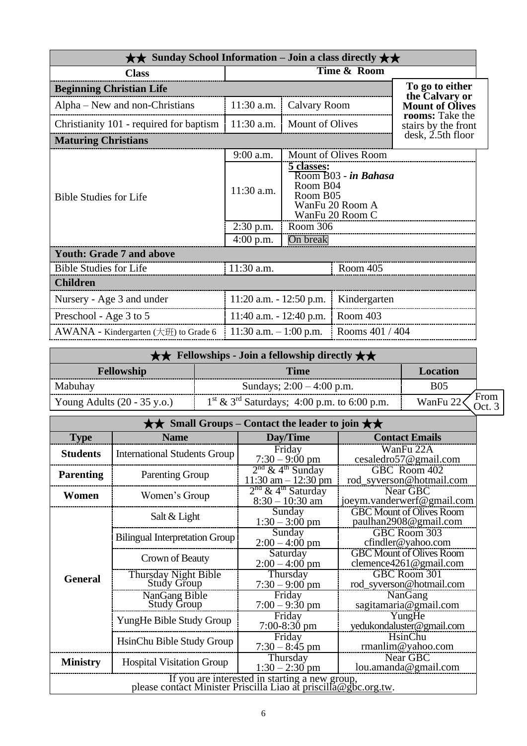## ★★ Sunday School Information – Join a class directly ★★

| Class | Time & Room | |
|---|---|---|
| **Beginning Christian Life** | | |
| Alpha – New and non-Christians | 11:30 a.m. | Calvary Room |
| Christianity 101 - required for baptism | 11:30 a.m. | Mount of Olives |
| **Maturing Christians** | | |
| Bible Studies for Life | 9:00 a.m. | Mount of Olives Room |
| | 11:30 a.m. | **5 classes:** Room B03 - ***in Bahasa***; Room B04; Room B05; WanFu 20 Room A; WanFu 20 Room C |
| | 2:30 p.m. | Room 306 |
| | 4:00 p.m. | On break |
| **Youth: Grade 7 and above** | | |
| Bible Studies for Life | 11:30 a.m. | Room 405 |
| **Children** | | |
| Nursery - Age 3 and under | 11:20 a.m. - 12:50 p.m. | Kindergarten |
| Preschool - Age 3 to 5 | 11:40 a.m. - 12:40 p.m. | Room 403 |
| AWANA - Kindergarten (大班) to Grade 6 | 11:30 a.m. – 1:00 p.m. | Rooms 401 / 404 |

**To go to either the Calvary or Mount of Olives rooms:** Take the stairs by the front desk, 2.5th floor

## ★★ Fellowships - Join a fellowship directly ★★

| Fellowship | Time | Location |
|---|---|---|
| Mabuhay | Sundays; 2:00 – 4:00 p.m. | B05 |
| Young Adults (20 - 35 y.o.) | 1st & 3rd Saturdays; 4:00 p.m. to 6:00 p.m. | WanFu 22 (From Oct. 3) |

## ★★ Small Groups – Contact the leader to join ★★

| Type | Name | Day/Time | Contact Emails |
|---|---|---|---|
| **Students** | International Students Group | Friday 7:30 – 9:00 pm | WanFu 22A cesaledro57@gmail.com |
| **Parenting** | Parenting Group | 2nd & 4th Sunday 11:30 am – 12:30 pm | GBC Room 402 rod_syverson@hotmail.com |
| **Women** | Women's Group | 2nd & 4th Saturday 8:30 – 10:30 am | Near GBC joeym.vanderwerf@gmail.com |
| **General** | Salt & Light | Sunday 1:30 – 3:00 pm | GBC Mount of Olives Room paulhan2908@gmail.com |
| | Bilingual Interpretation Group | Sunday 2:00 – 4:00 pm | GBC Room 303 cfindler@yahoo.com |
| | Crown of Beauty | Saturday 2:00 – 4:00 pm | GBC Mount of Olives Room clemence4261@gmail.com |
| | Thursday Night Bible Study Group | Thursday 7:30 – 9:00 pm | GBC Room 301 rod_syverson@hotmail.com |
| | NanGang Bible Study Group | Friday 7:00 – 9:30 pm | NanGang sagitamaria@gmail.com |
| | YungHe Bible Study Group | Friday 7:00-8:30 pm | YungHe yedukondaluster@gmail.com |
| | HsinChu Bible Study Group | Friday 7:30 – 8:45 pm | HsinChu rmanlim@yahoo.com |
| **Ministry** | Hospital Visitation Group | Thursday 1:30 – 2:30 pm | Near GBC lou.amanda@gmail.com |

If you are interested in starting a new group, please contact Minister Priscilla Liao at priscilla@gbc.org.tw.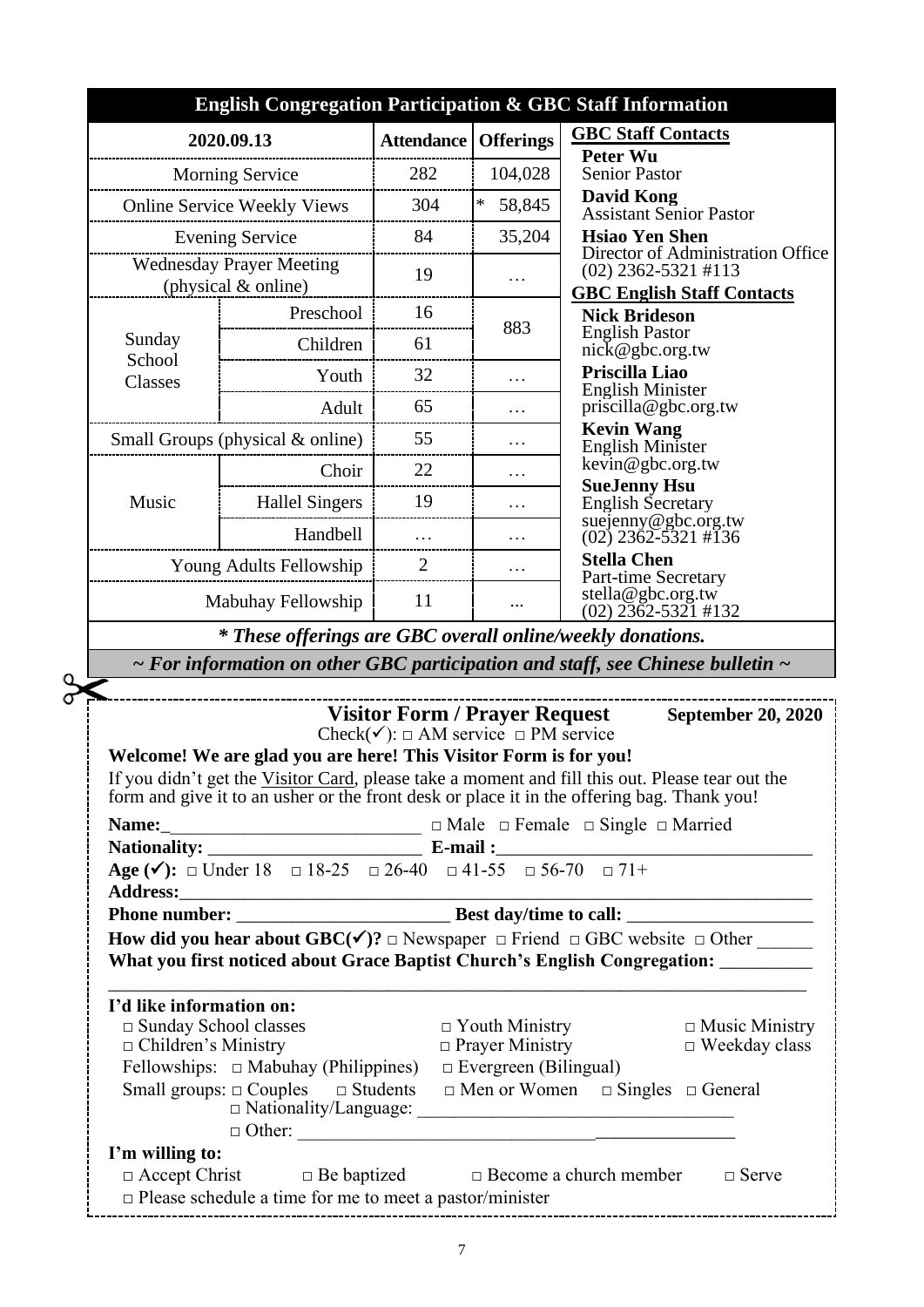## English Congregation Participation & GBC Staff Information

| 2020.09.13 | | Attendance | Offerings |
|---|---|---|---|
| Morning Service | | 282 | 104,028 |
| Online Service Weekly Views | | 304 | * 58,845 |
| Evening Service | | 84 | 35,204 |
| Wednesday Prayer Meeting (physical & online) | | 19 | … |
| Sunday School Classes | Preschool | 16 | 883 |
| | Children | 61 | |
| | Youth | 32 | … |
| | Adult | 65 | … |
| Small Groups (physical & online) | | 55 | … |
| Music | Choir | 22 | … |
| | Hallel Singers | 19 | … |
| | Handbell | … | … |
| Young Adults Fellowship | | 2 | … |
| Mabuhay Fellowship | | 11 | ... |

**GBC Staff Contacts**

**Peter Wu**
Senior Pastor

**David Kong**
Assistant Senior Pastor

**Hsiao Yen Shen**
Director of Administration Office
(02) 2362-5321 #113

**GBC English Staff Contacts**

**Nick Brideson**
English Pastor
nick@gbc.org.tw

**Priscilla Liao**
English Minister
priscilla@gbc.org.tw

**Kevin Wang**
English Minister
kevin@gbc.org.tw

**SueJenny Hsu**
English Secretary
suejenny@gbc.org.tw
(02) 2362-5321 #136

**Stella Chen**
Part-time Secretary
stella@gbc.org.tw
(02) 2362-5321 #132

***\* These offerings are GBC overall online/weekly donations.***

***~ For information on other GBC participation and staff, see Chinese bulletin ~***

---

### Visitor Form / Prayer Request — September 20, 2020

Check(✓): □ AM service □ PM service

**Welcome! We are glad you are here! This Visitor Form is for you!**

If you didn't get the Visitor Card, please take a moment and fill this out. Please tear out the form and give it to an usher or the front desk or place it in the offering bag. Thank you!

**Name:**____________________________ □ Male □ Female □ Single □ Married

**Nationality:** _______________________ **E-mail :**_________________________________

**Age (✓):** □ Under 18 □ 18-25 □ 26-40 □ 41-55 □ 56-70 □ 71+

**Address:**______________________________________________________________________

**Phone number:** ______________________ **Best day/time to call:** ___________________

**How did you hear about GBC(✓)?** □ Newspaper □ Friend □ GBC website □ Other ______

**What you first noticed about Grace Baptist Church's English Congregation:** __________

_____________________________________________________________________________

**I'd like information on:**

□ Sunday School classes □ Youth Ministry □ Music Ministry

□ Children's Ministry □ Prayer Ministry □ Weekday class

Fellowships: □ Mabuhay (Philippines) □ Evergreen (Bilingual)

Small groups: □ Couples □ Students □ Men or Women □ Singles □ General

□ Nationality/Language: __________________________________

□ Other: ______________________________________________

**I'm willing to:**

□ Accept Christ □ Be baptized □ Become a church member □ Serve

□ Please schedule a time for me to meet a pastor/minister